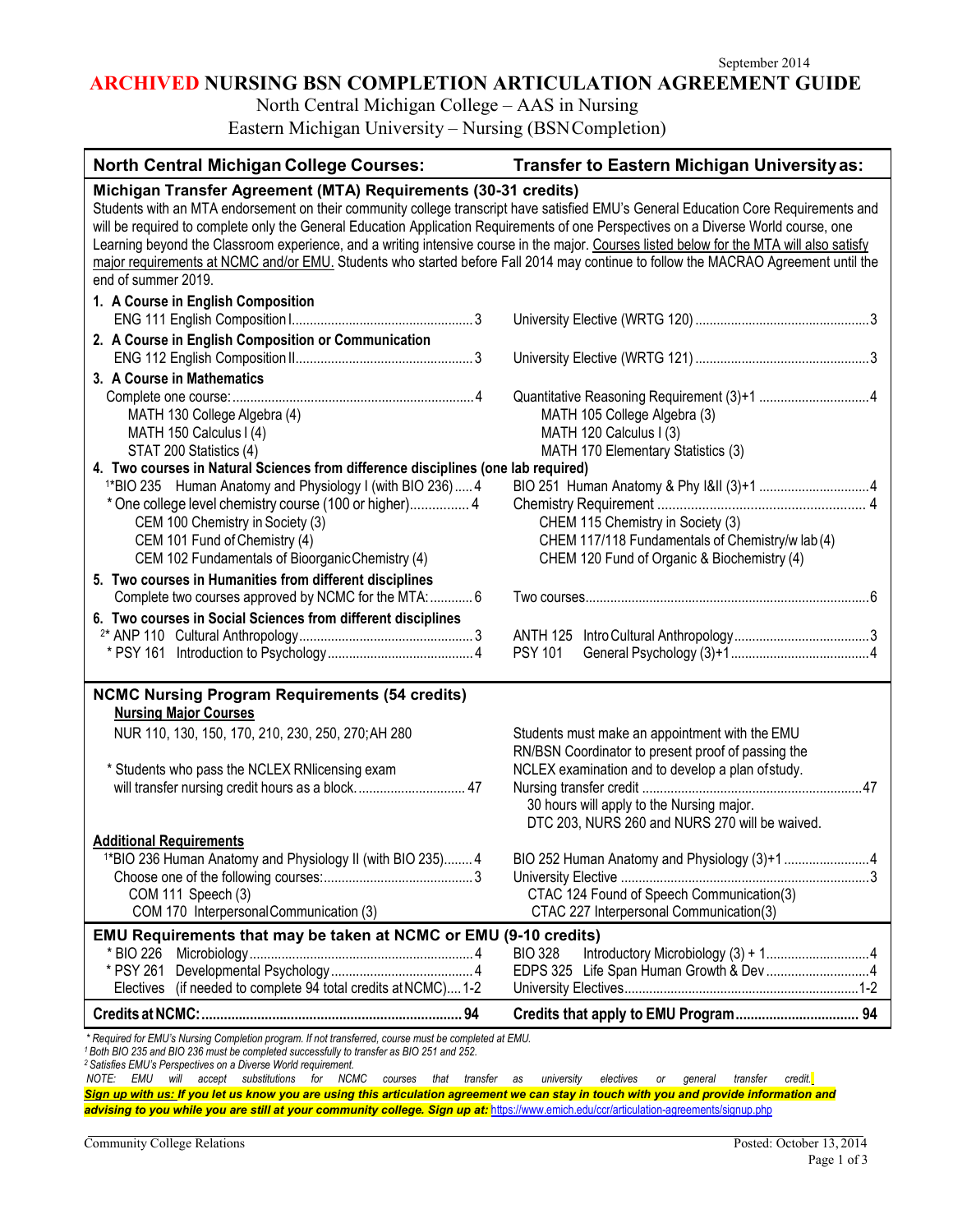September 2014

# ARCHIVED NURSING BSN COMPLETION ARTICULATION AGREEMENT GUIDE

North Central Michigan College – AAS in Nursing
Eastern Michigan University – Nursing (BSN Completion)

| North Central Michigan College Courses: | Transfer to Eastern Michigan University as: |
|---|---|
| **Michigan Transfer Agreement (MTA) Requirements (30-31 credits)** | |
| Students with an MTA endorsement on their community college transcript have satisfied EMU's General Education Core Requirements and will be required to complete only the General Education Application Requirements of one Perspectives on a Diverse World course, one Learning beyond the Classroom experience, and a writing intensive course in the major. Courses listed below for the MTA will also satisfy major requirements at NCMC and/or EMU. Students who started before Fall 2014 may continue to follow the MACRAO Agreement until the end of summer 2019. | |
| **1. A Course in English Composition** | |
| ENG 111 English Composition I ... 3 | University Elective (WRTG 120) ... 3 |
| **2. A Course in English Composition or Communication** | |
| ENG 112 English Composition II ... 3 | University Elective (WRTG 121) ... 3 |
| **3. A Course in Mathematics** | |
| Complete one course: ... 4 | Quantitative Reasoning Requirement (3)+1 ... 4 |
| MATH 130 College Algebra (4) | MATH 105 College Algebra (3) |
| MATH 150 Calculus I (4) | MATH 120 Calculus I (3) |
| STAT 200 Statistics (4) | MATH 170 Elementary Statistics (3) |
| **4. Two courses in Natural Sciences from difference disciplines (one lab required)** | |
| [1]*BIO 235 Human Anatomy and Physiology I (with BIO 236) ... 4 | BIO 251 Human Anatomy & Phy I&II (3)+1 ... 4 |
| * One college level chemistry course (100 or higher) ... 4 | Chemistry Requirement ... 4 |
| CEM 100 Chemistry in Society (3) | CHEM 115 Chemistry in Society (3) |
| CEM 101 Fund of Chemistry (4) | CHEM 117/118 Fundamentals of Chemistry/w lab (4) |
| CEM 102 Fundamentals of Bioorganic Chemistry (4) | CHEM 120 Fund of Organic & Biochemistry (4) |
| **5. Two courses in Humanities from different disciplines** | |
| Complete two courses approved by NCMC for the MTA: ... 6 | Two courses ... 6 |
| **6. Two courses in Social Sciences from different disciplines** | |
| [2]* ANP 110 Cultural Anthropology ... 3 | ANTH 125 Intro Cultural Anthropology ... 3 |
| * PSY 161 Introduction to Psychology ... 4 | PSY 101 General Psychology (3)+1 ... 4 |
| **NCMC Nursing Program Requirements (54 credits)** | |
| **Nursing Major Courses** | |
| NUR 110, 130, 150, 170, 210, 230, 250, 270; AH 280 | Students must make an appointment with the EMU RN/BSN Coordinator to present proof of passing the NCLEX examination and to develop a plan of study. |
| * Students who pass the NCLEX RN licensing exam will transfer nursing credit hours as a block. ... 47 | Nursing transfer credit ... 47<br>30 hours will apply to the Nursing major.<br>DTC 203, NURS 260 and NURS 270 will be waived. |
| **Additional Requirements** | |
| [1]*BIO 236 Human Anatomy and Physiology II (with BIO 235) ... 4 | BIO 252 Human Anatomy and Physiology (3)+1 ... 4 |
| Choose one of the following courses: ... 3 | University Elective ... 3 |
| COM 111 Speech (3) | CTAC 124 Found of Speech Communication (3) |
| COM 170 Interpersonal Communication (3) | CTAC 227 Interpersonal Communication (3) |
| **EMU Requirements that may be taken at NCMC or EMU (9-10 credits)** | |
| * BIO 226 Microbiology ... 4 | BIO 328 Introductory Microbiology (3) + 1 ... 4 |
| * PSY 261 Developmental Psychology ... 4 | EDPS 325 Life Span Human Growth & Dev ... 4 |
| Electives (if needed to complete 94 total credits at NCMC) ... 1-2 | University Electives ... 1-2 |
| **Credits at NCMC: ... 94** | **Credits that apply to EMU Program ... 94** |

*\* Required for EMU's Nursing Completion program. If not transferred, course must be completed at EMU.*
*[1] Both BIO 235 and BIO 236 must be completed successfully to transfer as BIO 251 and 252.*
*[2] Satisfies EMU's Perspectives on a Diverse World requirement.*
*NOTE: EMU will accept substitutions for NCMC courses that transfer as university electives or general transfer credit.*

***Sign up with us: If you let us know you are using this articulation agreement we can stay in touch with you and provide information and advising to you while you are still at your community college. Sign up at:*** https://www.emich.edu/ccr/articulation-agreements/signup.php

Community College Relations — Posted: October 13, 2014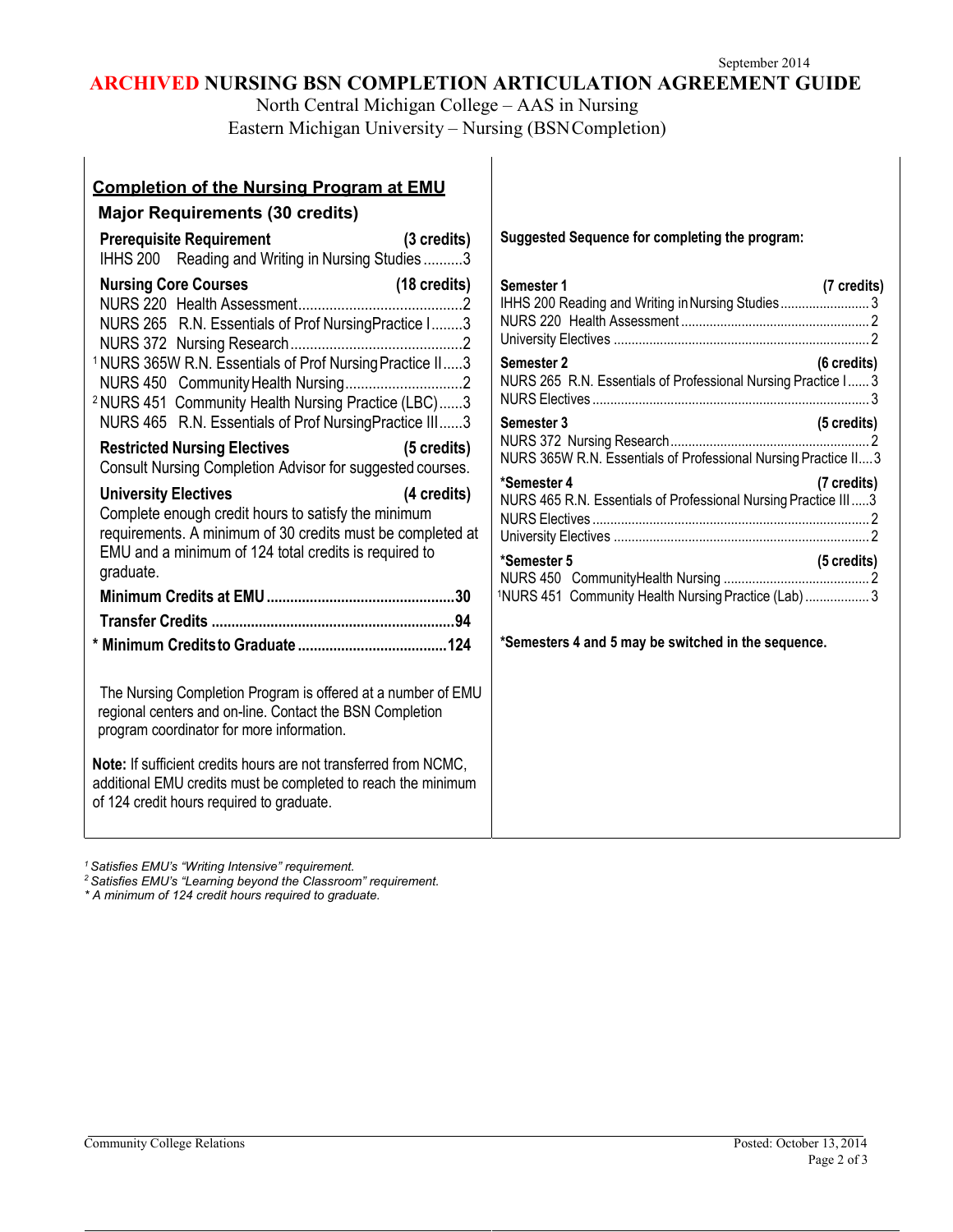September 2014

# ARCHIVED NURSING BSN COMPLETION ARTICULATION AGREEMENT GUIDE

North Central Michigan College – AAS in Nursing
Eastern Michigan University – Nursing (BSN Completion)

## Completion of the Nursing Program at EMU

### Major Requirements (30 credits)

**Prerequisite Requirement (3 credits)**

IHHS 200 Reading and Writing in Nursing Studies..........3

**Nursing Core Courses (18 credits)**

NURS 220 Health Assessment..........2
NURS 265 R.N. Essentials of Prof Nursing Practice I........3
NURS 372 Nursing Research..........2
[1] NURS 365W R.N. Essentials of Prof Nursing Practice II.....3
NURS 450 Community Health Nursing..........2
[2] NURS 451 Community Health Nursing Practice (LBC)......3
NURS 465 R.N. Essentials of Prof Nursing Practice III......3

**Restricted Nursing Electives (5 credits)**

Consult Nursing Completion Advisor for suggested courses.

**University Electives (4 credits)**

Complete enough credit hours to satisfy the minimum requirements. A minimum of 30 credits must be completed at EMU and a minimum of 124 total credits is required to graduate.

**Minimum Credits at EMU..........30**

**Transfer Credits..........94**

**\* Minimum Credits to Graduate..........124**

The Nursing Completion Program is offered at a number of EMU regional centers and on-line. Contact the BSN Completion program coordinator for more information.

**Note:** If sufficient credits hours are not transferred from NCMC, additional EMU credits must be completed to reach the minimum of 124 credit hours required to graduate.

**Suggested Sequence for completing the program:**

**Semester 1 (7 credits)**

IHHS 200 Reading and Writing in Nursing Studies..........3
NURS 220 Health Assessment..........2
University Electives..........2

**Semester 2 (6 credits)**

NURS 265 R.N. Essentials of Professional Nursing Practice I......3
NURS Electives..........3

**Semester 3 (5 credits)**

NURS 372 Nursing Research..........2
NURS 365W R.N. Essentials of Professional Nursing Practice II....3

**\*Semester 4 (7 credits)**

NURS 465 R.N. Essentials of Professional Nursing Practice III.....3
NURS Electives..........2
University Electives..........2

**\*Semester 5 (5 credits)**

NURS 450 Community Health Nursing..........2
[1] NURS 451 Community Health Nursing Practice (Lab)..........3

**\*Semesters 4 and 5 may be switched in the sequence.**

*[1] Satisfies EMU's "Writing Intensive" requirement.*
*[2] Satisfies EMU's "Learning beyond the Classroom" requirement.*
*\* A minimum of 124 credit hours required to graduate.*

Community College Relations

Posted: October 13, 2014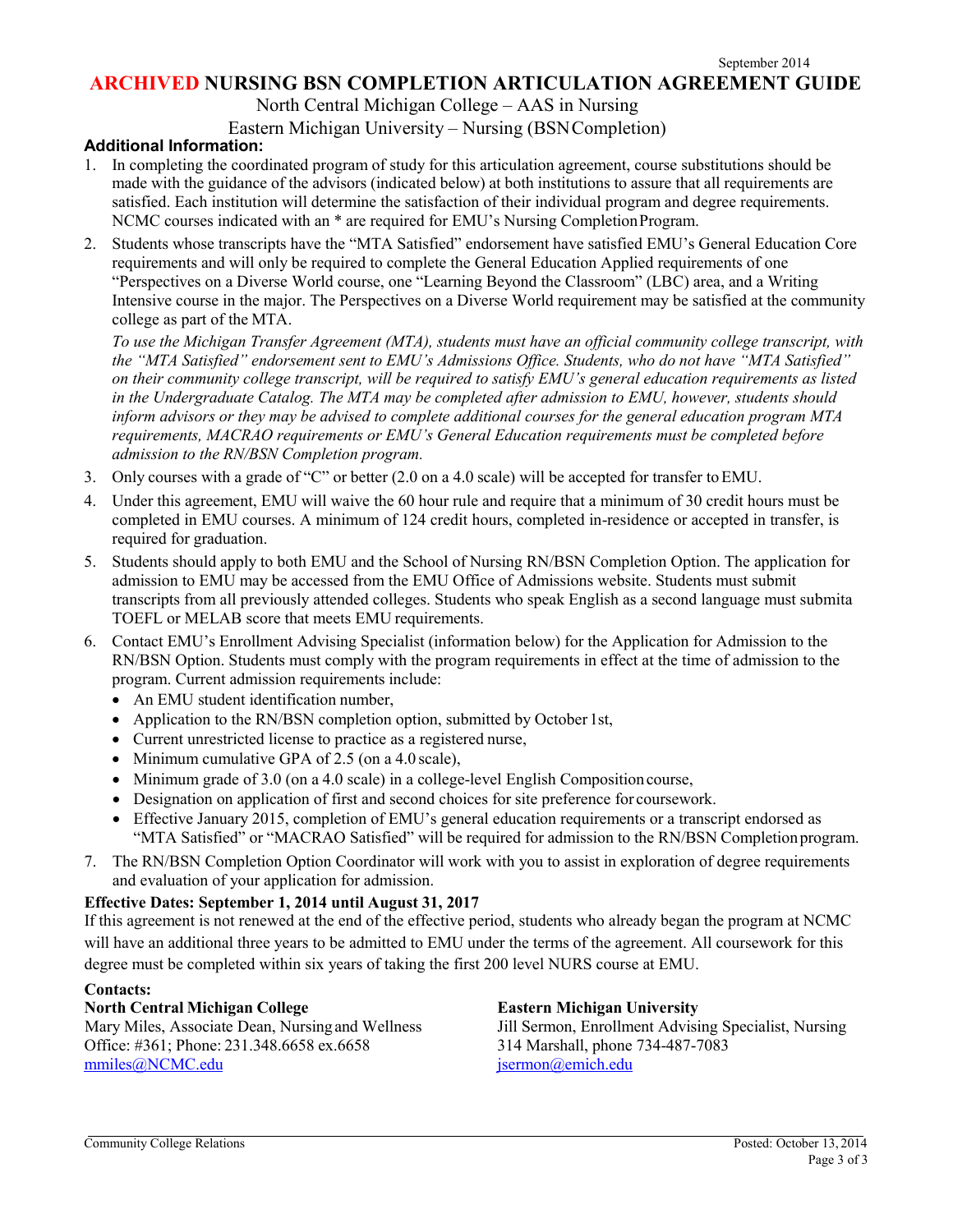September 2014

# ARCHIVED NURSING BSN COMPLETION ARTICULATION AGREEMENT GUIDE

North Central Michigan College – AAS in Nursing

Eastern Michigan University – Nursing (BSN Completion)

### Additional Information:

1. In completing the coordinated program of study for this articulation agreement, course substitutions should be made with the guidance of the advisors (indicated below) at both institutions to assure that all requirements are satisfied. Each institution will determine the satisfaction of their individual program and degree requirements. NCMC courses indicated with an * are required for EMU's Nursing Completion Program.
2. Students whose transcripts have the "MTA Satisfied" endorsement have satisfied EMU's General Education Core requirements and will only be required to complete the General Education Applied requirements of one "Perspectives on a Diverse World course, one "Learning Beyond the Classroom" (LBC) area, and a Writing Intensive course in the major. The Perspectives on a Diverse World requirement may be satisfied at the community college as part of the MTA.

   *To use the Michigan Transfer Agreement (MTA), students must have an official community college transcript, with the "MTA Satisfied" endorsement sent to EMU's Admissions Office. Students, who do not have "MTA Satisfied" on their community college transcript, will be required to satisfy EMU's general education requirements as listed in the Undergraduate Catalog. The MTA may be completed after admission to EMU, however, students should inform advisors or they may be advised to complete additional courses for the general education program MTA requirements, MACRAO requirements or EMU's General Education requirements must be completed before admission to the RN/BSN Completion program.*
3. Only courses with a grade of "C" or better (2.0 on a 4.0 scale) will be accepted for transfer to EMU.
4. Under this agreement, EMU will waive the 60 hour rule and require that a minimum of 30 credit hours must be completed in EMU courses. A minimum of 124 credit hours, completed in-residence or accepted in transfer, is required for graduation.
5. Students should apply to both EMU and the School of Nursing RN/BSN Completion Option. The application for admission to EMU may be accessed from the EMU Office of Admissions website. Students must submit transcripts from all previously attended colleges. Students who speak English as a second language must submita TOEFL or MELAB score that meets EMU requirements.
6. Contact EMU's Enrollment Advising Specialist (information below) for the Application for Admission to the RN/BSN Option. Students must comply with the program requirements in effect at the time of admission to the program. Current admission requirements include:
   - An EMU student identification number,
   - Application to the RN/BSN completion option, submitted by October 1st,
   - Current unrestricted license to practice as a registered nurse,
   - Minimum cumulative GPA of 2.5 (on a 4.0 scale),
   - Minimum grade of 3.0 (on a 4.0 scale) in a college-level English Composition course,
   - Designation on application of first and second choices for site preference for coursework.
   - Effective January 2015, completion of EMU's general education requirements or a transcript endorsed as "MTA Satisfied" or "MACRAO Satisfied" will be required for admission to the RN/BSN Completion program.
7. The RN/BSN Completion Option Coordinator will work with you to assist in exploration of degree requirements and evaluation of your application for admission.

**Effective Dates: September 1, 2014 until August 31, 2017**

If this agreement is not renewed at the end of the effective period, students who already began the program at NCMC will have an additional three years to be admitted to EMU under the terms of the agreement. All coursework for this degree must be completed within six years of taking the first 200 level NURS course at EMU.

**Contacts:**

**North Central Michigan College**
Mary Miles, Associate Dean, Nursing and Wellness
Office: #361; Phone: 231.348.6658 ex.6658
mmiles@NCMC.edu

**Eastern Michigan University**
Jill Sermon, Enrollment Advising Specialist, Nursing
314 Marshall, phone 734-487-7083
jsermon@emich.edu

Community College Relations

Posted: October 13, 2014